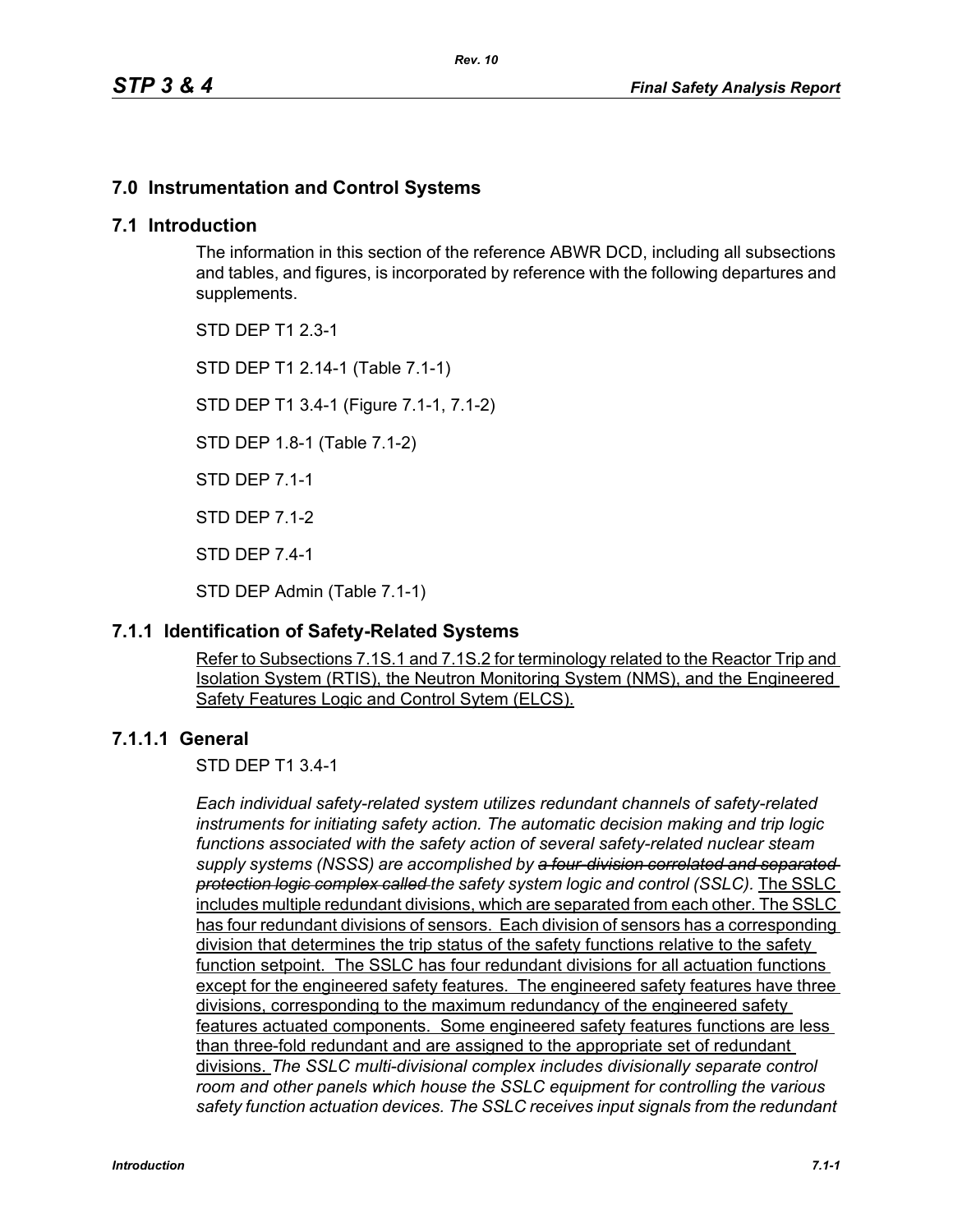# 7.0 Instrumentation and Control Systems

## 7.1 Introduction

The information in this section of the reference ABWR DCD, including all subsections and tables, and figures, is incorporated by reference with the following departures and supplements.

STD DEP T1 2.3-1

STD DEP T1 2.14-1 (Table 7.1-1)

STD DEP T1 3.4-1 (Figure 7.1-1, 7.1-2)

STD DEP 1.8-1 (Table 7.1-2)

STD DEP 7.1-1

STD DEP 7.1-2

STD DEP 7.4-1

STD DEP Admin (Table 7.1-1)

## 7.1.1 Identification of Safety-Related Systems

Refer to Subsections 7.1S.1 and 7.1S.2 for terminology related to the Reactor Trip and Isolation System (RTIS), the Neutron Monitoring System (NMS), and the Engineered Safety Features Logic and Control Sytem (ELCS).

### 7.1.1.1 General

STD DEP T1 3.4-1

*Each individual safety-related system utilizes redundant channels of safety-related instruments for initiating safety action. The automatic decision making and trip logic functions associated with the safety action of several safety-related nuclear steam supply systems (NSSS) are accomplished by ~~a four-division correlated and separated protection logic complex called~~ the safety system logic and control (SSLC).* The SSLC includes multiple redundant divisions, which are separated from each other. The SSLC has four redundant divisions of sensors. Each division of sensors has a corresponding division that determines the trip status of the safety functions relative to the safety function setpoint. The SSLC has four redundant divisions for all actuation functions except for the engineered safety features. The engineered safety features have three divisions, corresponding to the maximum redundancy of the engineered safety features actuated components. Some engineered safety features functions are less than three-fold redundant and are assigned to the appropriate set of redundant divisions. *The SSLC multi-divisional complex includes divisionally separate control room and other panels which house the SSLC equipment for controlling the various safety function actuation devices. The SSLC receives input signals from the redundant*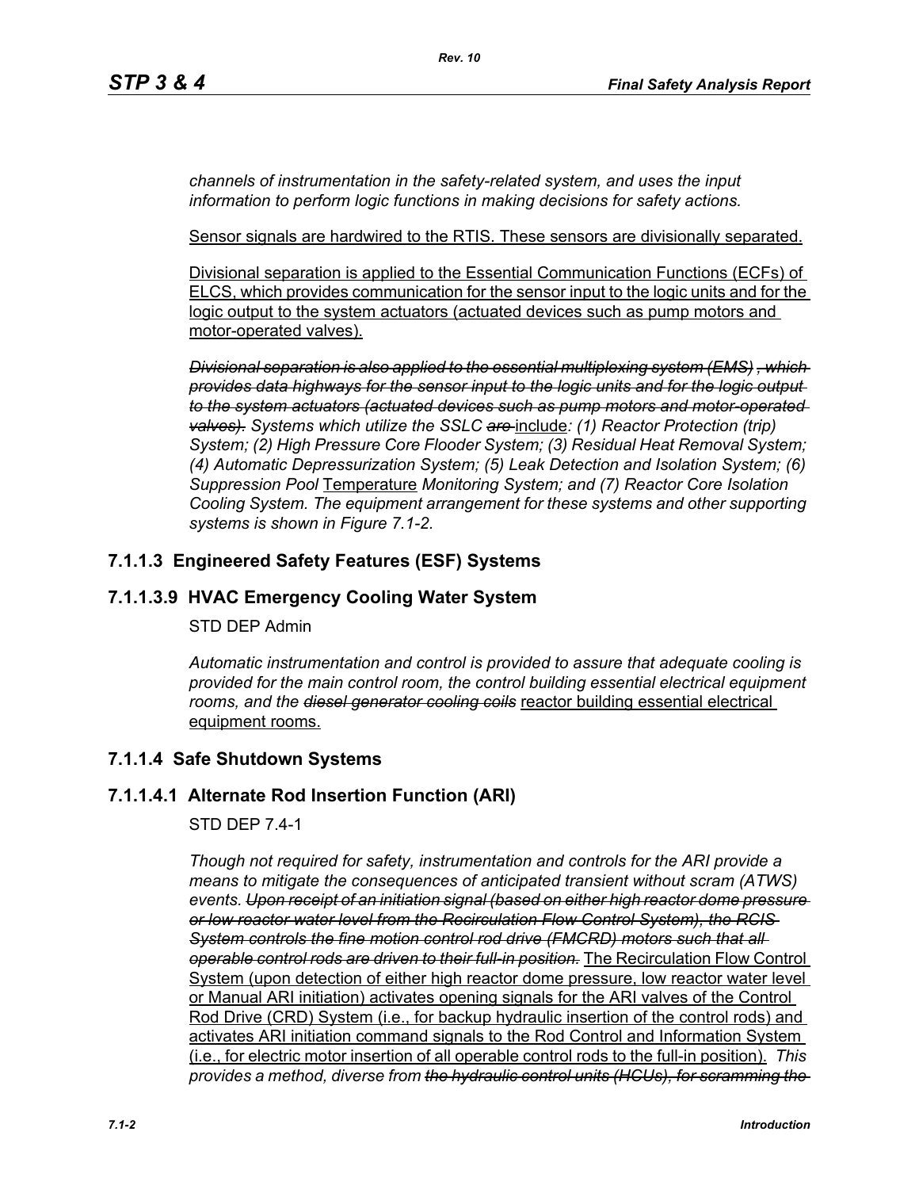*channels of instrumentation in the safety-related system, and uses the input information to perform logic functions in making decisions for safety actions.*

Sensor signals are hardwired to the RTIS. These sensors are divisionally separated.

Divisional separation is applied to the Essential Communication Functions (ECFs) of ELCS, which provides communication for the sensor input to the logic units and for the logic output to the system actuators (actuated devices such as pump motors and motor-operated valves).

*~~Divisional separation is also applied to the essential multiplexing system (EMS), which provides data highways for the sensor input to the logic units and for the logic output to the system actuators (actuated devices such as pump motors and motor-operated valves).~~ Systems which utilize the SSLC ~~are~~* include*: (1) Reactor Protection (trip) System; (2) High Pressure Core Flooder System; (3) Residual Heat Removal System; (4) Automatic Depressurization System; (5) Leak Detection and Isolation System; (6) Suppression Pool* Temperature *Monitoring System; and (7) Reactor Core Isolation Cooling System. The equipment arrangement for these systems and other supporting systems is shown in Figure 7.1-2.*

## 7.1.1.3 Engineered Safety Features (ESF) Systems

## 7.1.1.3.9 HVAC Emergency Cooling Water System

STD DEP Admin

*Automatic instrumentation and control is provided to assure that adequate cooling is provided for the main control room, the control building essential electrical equipment rooms, and the ~~diesel generator cooling coils~~* reactor building essential electrical equipment rooms.

## 7.1.1.4 Safe Shutdown Systems

## 7.1.1.4.1 Alternate Rod Insertion Function (ARI)

STD DEP 7.4-1

*Though not required for safety, instrumentation and controls for the ARI provide a means to mitigate the consequences of anticipated transient without scram (ATWS) events. ~~Upon receipt of an initiation signal (based on either high reactor dome pressure or low reactor water level from the Recirculation Flow Control System), the RCIS System controls the fine motion control rod drive (FMCRD) motors such that all operable control rods are driven to their full-in position.~~* The Recirculation Flow Control System (upon detection of either high reactor dome pressure, low reactor water level or Manual ARI initiation) activates opening signals for the ARI valves of the Control Rod Drive (CRD) System (i.e., for backup hydraulic insertion of the control rods) and activates ARI initiation command signals to the Rod Control and Information System (i.e., for electric motor insertion of all operable control rods to the full-in position). *This provides a method, diverse from ~~the hydraulic control units (HCUs), for scramming the~~*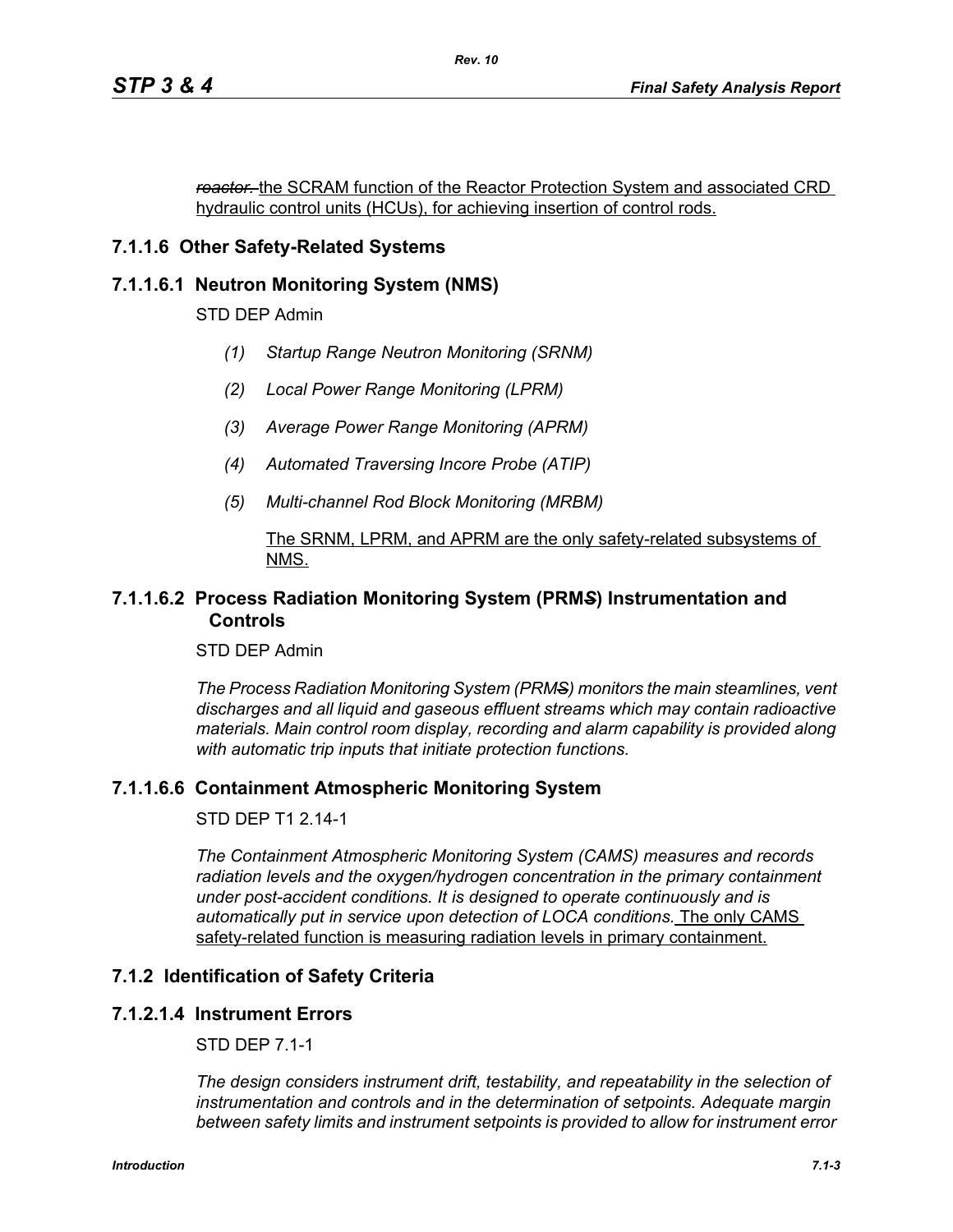~~*reactor.*~~ <u>the SCRAM function of the Reactor Protection System and associated CRD hydraulic control units (HCUs), for achieving insertion of control rods.</u>

### 7.1.1.6 Other Safety-Related Systems

### 7.1.1.6.1 Neutron Monitoring System (NMS)

STD DEP Admin

*(1) Startup Range Neutron Monitoring (SRNM)*

*(2) Local Power Range Monitoring (LPRM)*

*(3) Average Power Range Monitoring (APRM)*

*(4) Automated Traversing Incore Probe (ATIP)*

*(5) Multi-channel Rod Block Monitoring (MRBM)*

<u>The SRNM, LPRM, and APRM are the only safety-related subsystems of NMS.</u>

### 7.1.1.6.2 Process Radiation Monitoring System (PRM~~S~~) Instrumentation and Controls

STD DEP Admin

*The Process Radiation Monitoring System (PRM~~S~~) monitors the main steamlines, vent discharges and all liquid and gaseous effluent streams which may contain radioactive materials. Main control room display, recording and alarm capability is provided along with automatic trip inputs that initiate protection functions.*

### 7.1.1.6.6 Containment Atmospheric Monitoring System

STD DEP T1 2.14-1

*The Containment Atmospheric Monitoring System (CAMS) measures and records radiation levels and the oxygen/hydrogen concentration in the primary containment under post-accident conditions. It is designed to operate continuously and is automatically put in service upon detection of LOCA conditions.* <u>The only CAMS safety-related function is measuring radiation levels in primary containment.</u>

## 7.1.2 Identification of Safety Criteria

### 7.1.2.1.4 Instrument Errors

STD DEP 7.1-1

*The design considers instrument drift, testability, and repeatability in the selection of instrumentation and controls and in the determination of setpoints. Adequate margin between safety limits and instrument setpoints is provided to allow for instrument error*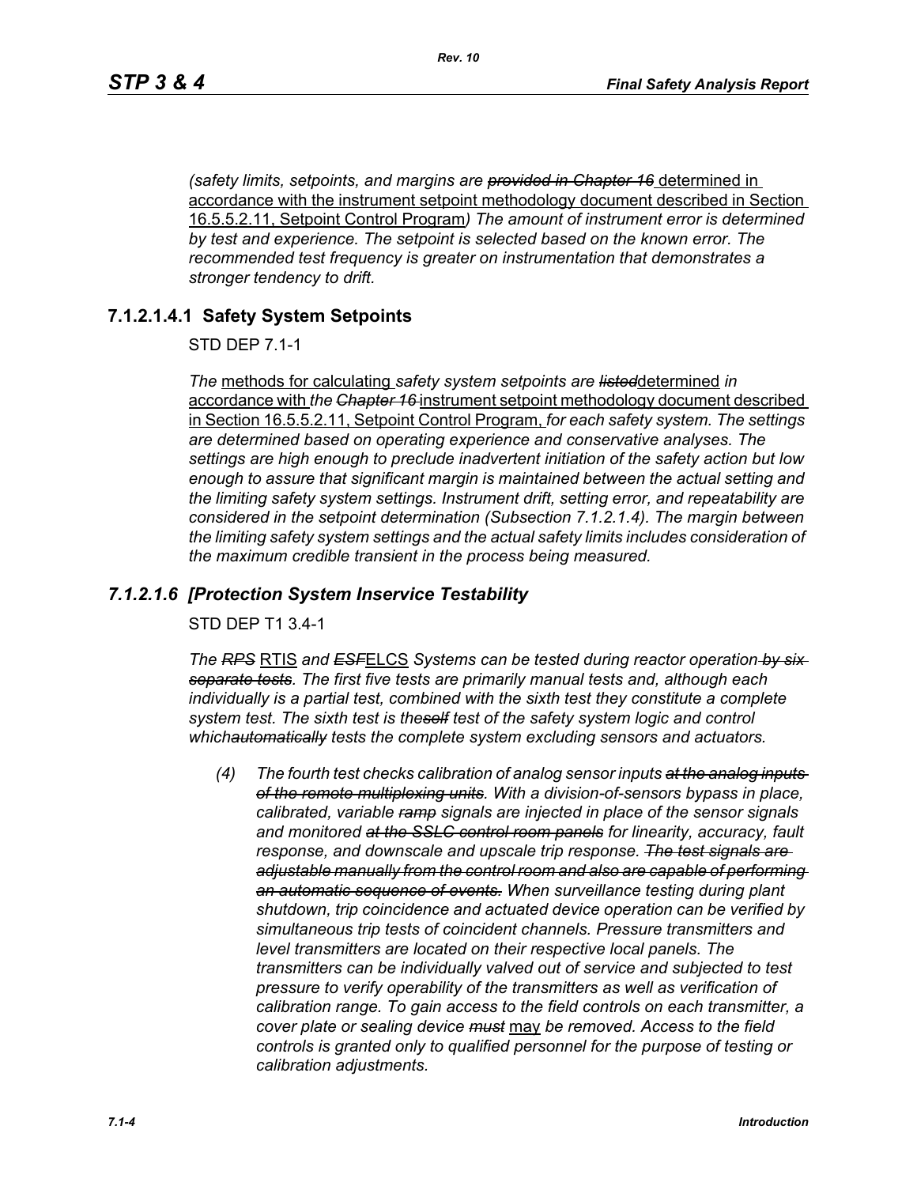*(safety limits, setpoints, and margins are ~~provided in Chapter 16~~* determined in accordance with the instrument setpoint methodology document described in Section 16.5.5.2.11, Setpoint Control Program*) The amount of instrument error is determined by test and experience. The setpoint is selected based on the known error. The recommended test frequency is greater on instrumentation that demonstrates a stronger tendency to drift.*

## 7.1.2.1.4.1 Safety System Setpoints

STD DEP 7.1-1

*The* methods for calculating *safety system setpoints are ~~listed~~*determined *in* accordance with *the ~~Chapter 16~~* instrument setpoint methodology document described in Section 16.5.5.2.11, Setpoint Control Program, *for each safety system. The settings are determined based on operating experience and conservative analyses. The settings are high enough to preclude inadvertent initiation of the safety action but low enough to assure that significant margin is maintained between the actual setting and the limiting safety system settings. Instrument drift, setting error, and repeatability are considered in the setpoint determination (Subsection 7.1.2.1.4). The margin between the limiting safety system settings and the actual safety limits includes consideration of the maximum credible transient in the process being measured.*

## *7.1.2.1.6 [Protection System Inservice Testability*

STD DEP T1 3.4-1

*The ~~RPS~~* RTIS *and ~~ESF~~*ELCS *Systems can be tested during reactor operation ~~by six separate tests~~. The first five tests are primarily manual tests and, although each individually is a partial test, combined with the sixth test they constitute a complete system test. The sixth test is the~~self~~ test of the safety system logic and control which~~automatically~~ tests the complete system excluding sensors and actuators.*

*(4) The fourth test checks calibration of analog sensor inputs ~~at the analog inputs of the remote multiplexing units~~. With a division-of-sensors bypass in place, calibrated, variable ~~ramp~~ signals are injected in place of the sensor signals and monitored ~~at the SSLC control room panels~~ for linearity, accuracy, fault response, and downscale and upscale trip response. ~~The test signals are adjustable manually from the control room and also are capable of performing an automatic sequence of events.~~ When surveillance testing during plant shutdown, trip coincidence and actuated device operation can be verified by simultaneous trip tests of coincident channels. Pressure transmitters and level transmitters are located on their respective local panels. The transmitters can be individually valved out of service and subjected to test pressure to verify operability of the transmitters as well as verification of calibration range. To gain access to the field controls on each transmitter, a cover plate or sealing device ~~must~~* may *be removed. Access to the field controls is granted only to qualified personnel for the purpose of testing or calibration adjustments.*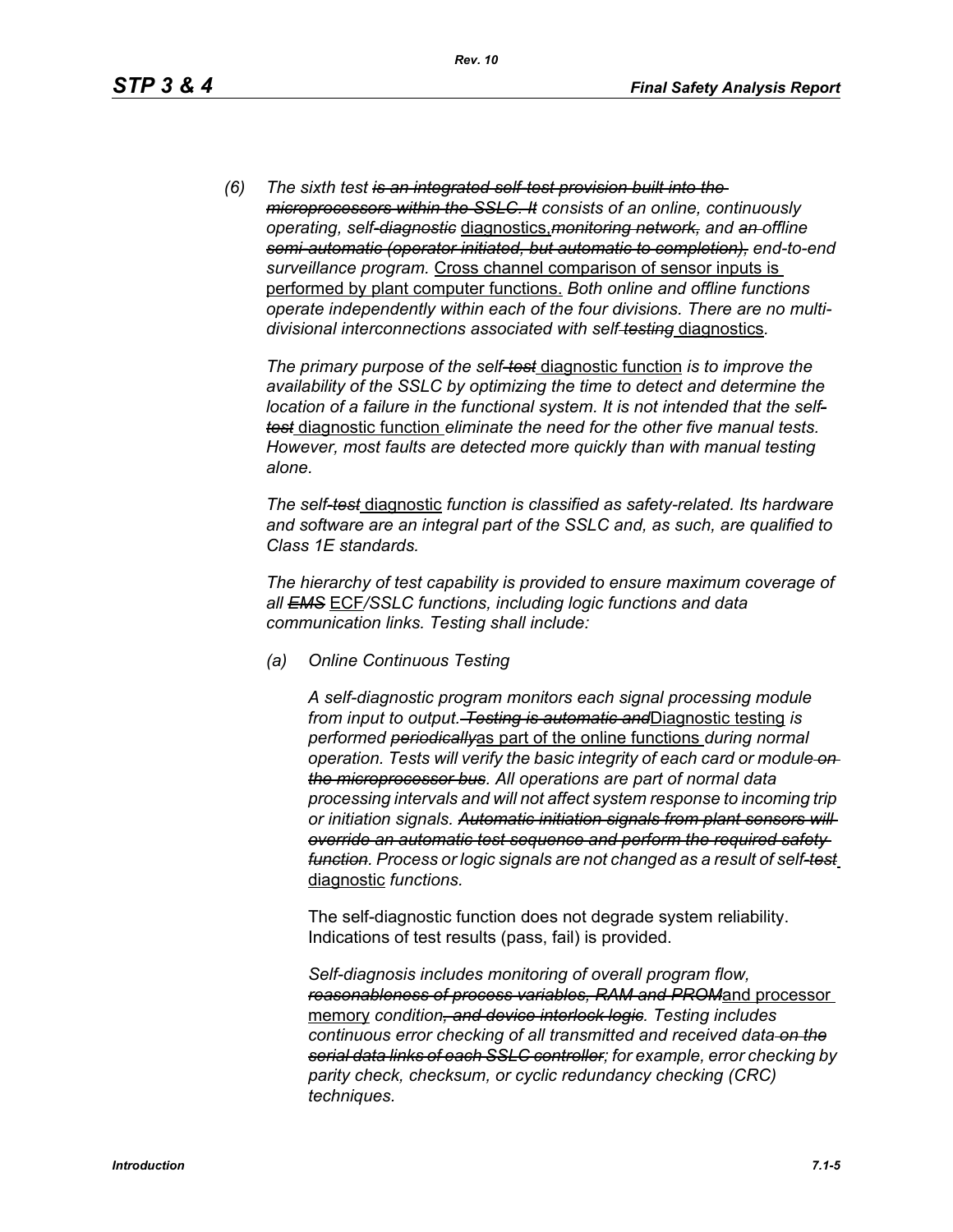*(6) The sixth test ~~is an integrated self-test provision built into the microprocessors within the SSLC. It~~ consists of an online, continuously operating, self~~-diagnostic~~* diagnostics,*~~monitoring network,~~ and ~~an~~ offline ~~semi-automatic (operator initiated, but automatic to completion),~~ end-to-end surveillance program.* Cross channel comparison of sensor inputs is performed by plant computer functions. *Both online and offline functions operate independently within each of the four divisions. There are no multi-divisional interconnections associated with self ~~testing~~* diagnostics*.*

*The primary purpose of the self~~-test~~* diagnostic function *is to improve the availability of the SSLC by optimizing the time to detect and determine the location of a failure in the functional system. It is not intended that the self~~-test~~* diagnostic function *eliminate the need for the other five manual tests. However, most faults are detected more quickly than with manual testing alone.*

*The self~~-test~~* diagnostic *function is classified as safety-related. Its hardware and software are an integral part of the SSLC and, as such, are qualified to Class 1E standards.*

*The hierarchy of test capability is provided to ensure maximum coverage of all ~~EMS~~* ECF*/SSLC functions, including logic functions and data communication links. Testing shall include:*

*(a) Online Continuous Testing*

*A self-diagnostic program monitors each signal processing module from input to output. ~~Testing is automatic and~~*Diagnostic testing *is performed ~~periodically~~*as part of the online functions *during normal operation. Tests will verify the basic integrity of each card or module ~~on the microprocessor bus~~. All operations are part of normal data processing intervals and will not affect system response to incoming trip or initiation signals. ~~Automatic initiation signals from plant sensors will override an automatic test sequence and perform the required safety function~~. Process or logic signals are not changed as a result of self~~-test~~* diagnostic *functions.*

The self-diagnostic function does not degrade system reliability. Indications of test results (pass, fail) is provided.

*Self-diagnosis includes monitoring of overall program flow, ~~reasonableness of process variables, RAM and PROM~~*and processor memory *condition~~, and device interlock logic~~. Testing includes continuous error checking of all transmitted and received data ~~on the serial data links of each SSLC controller~~; for example, error checking by parity check, checksum, or cyclic redundancy checking (CRC) techniques.*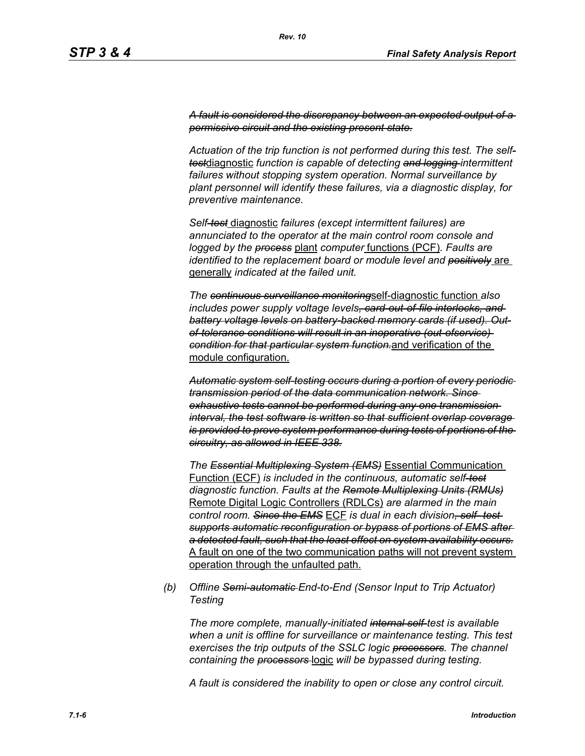*~~A fault is considered the discrepancy between an expected output of a permissive circuit and the existing present state.~~*

*Actuation of the trip function is not performed during this test. The self-~~test~~*diagnostic *function is capable of detecting ~~and logging~~ intermittent failures without stopping system operation. Normal surveillance by plant personnel will identify these failures, via a diagnostic display, for preventive maintenance.*

*Self~~-test~~* diagnostic *failures (except intermittent failures) are annunciated to the operator at the main control room console and logged by the ~~process~~* plant *computer* functions (PCF)*. Faults are identified to the replacement board or module level and ~~positively~~* are generally *indicated at the failed unit.*

*The ~~continuous surveillance monitoring~~*self-diagnostic function *also includes power supply voltage levels~~, card-out-of-file interlocks, and battery voltage levels on battery-backed memory cards (if used). Out-of-tolerance conditions will result in an inoperative (out-ofservice) condition for that particular system function.~~*and verification of the module configuration.

*~~Automatic system self-testing occurs during a portion of every periodic transmission period of the data communication network. Since exhaustive tests cannot be performed during any one transmission interval, the test software is written so that sufficient overlap coverage is provided to prove system performance during tests of portions of the circuitry, as allowed in IEEE 338.~~*

*The ~~Essential Multiplexing System (EMS)~~* Essential Communication Function (ECF) *is included in the continuous, automatic self~~-test~~ diagnostic function. Faults at the ~~Remote Multiplexing Units (RMUs)~~* Remote Digital Logic Controllers (RDLCs) *are alarmed in the main control room. ~~Since the EMS~~* ECF *is dual in each division~~, self- test supports automatic reconfiguration or bypass of portions of EMS after a detected fault, such that the least effect on system availability occurs.~~* A fault on one of the two communication paths will not prevent system operation through the unfaulted path.

*(b) Offline ~~Semi-automatic~~ End-to-End (Sensor Input to Trip Actuator) Testing*

*The more complete, manually-initiated ~~internal self-~~test is available when a unit is offline for surveillance or maintenance testing. This test exercises the trip outputs of the SSLC logic ~~processors~~. The channel containing the ~~processors~~* logic *will be bypassed during testing.*

*A fault is considered the inability to open or close any control circuit.*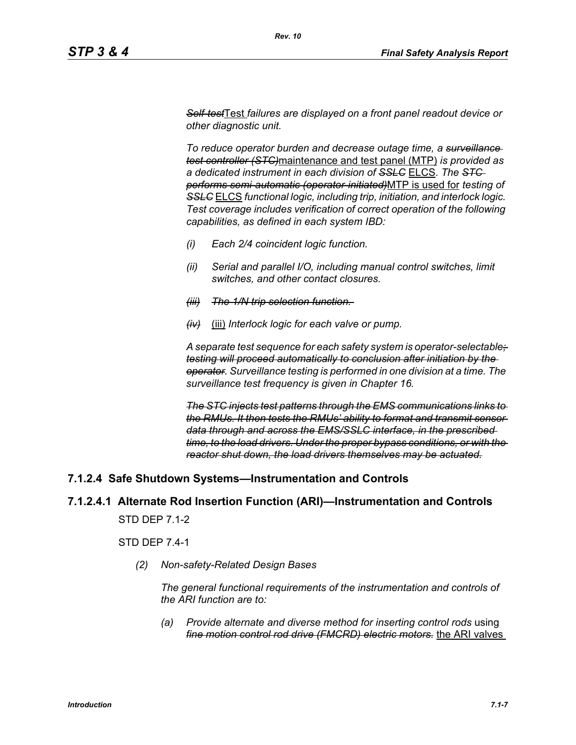*~~Self-test~~*Test *failures are displayed on a front panel readout device or other diagnostic unit.*

*To reduce operator burden and decrease outage time, a ~~surveillance test controller (STC)~~*maintenance and test panel (MTP) *is provided as a dedicated instrument in each division of ~~SSLC~~* ELCS. *The ~~STC performs semi-automatic (operator-initiated)~~*MTP is used for *testing of ~~SSLC~~* ELCS *functional logic, including trip, initiation, and interlock logic. Test coverage includes verification of correct operation of the following capabilities, as defined in each system IBD:*

*(i) Each 2/4 coincident logic function.*

*(ii) Serial and parallel I/O, including manual control switches, limit switches, and other contact closures.*

*~~(iii) The 1/N trip selection function.~~*

*~~(iv)~~* (iii) *Interlock logic for each valve or pump.*

*A separate test sequence for each safety system is operator-selectable~~; testing will proceed automatically to conclusion after initiation by the operator~~. Surveillance testing is performed in one division at a time. The surveillance test frequency is given in Chapter 16.*

*~~The STC injects test patterns through the EMS communications links to the RMUs. It then tests the RMUs' ability to format and transmit sensor data through and across the EMS/SSLC interface, in the prescribed time, to the load drivers. Under the proper bypass conditions, or with the reactor shut down, the load drivers themselves may be actuated.~~*

### 7.1.2.4 Safe Shutdown Systems—Instrumentation and Controls

#### 7.1.2.4.1 Alternate Rod Insertion Function (ARI)—Instrumentation and Controls

STD DEP 7.1-2

STD DEP 7.4-1

*(2) Non-safety-Related Design Bases*

*The general functional requirements of the instrumentation and controls of the ARI function are to:*

*(a) Provide alternate and diverse method for inserting control rods* using *~~fine motion control rod drive (FMCRD) electric motors.~~* the ARI valves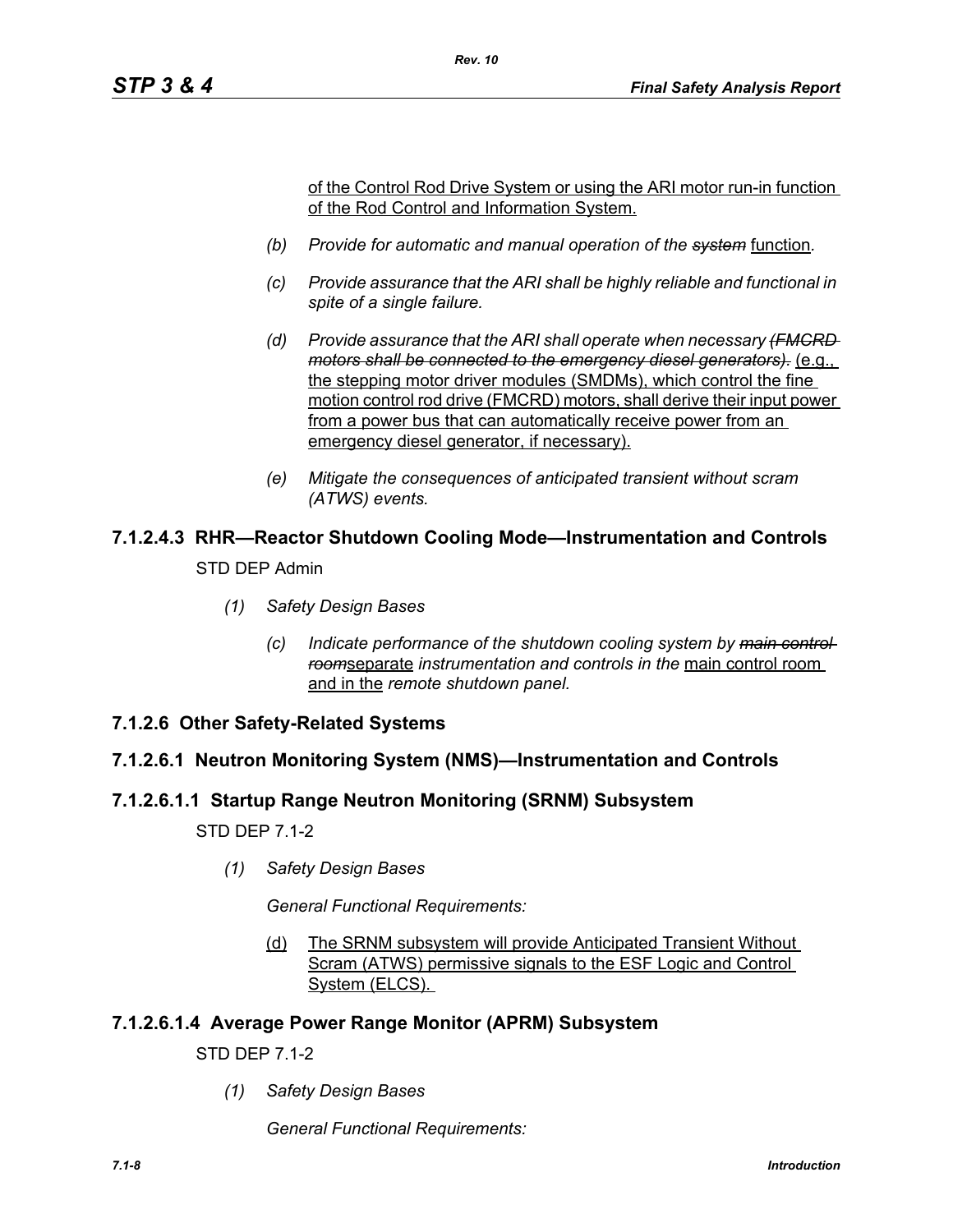of the Control Rod Drive System or using the ARI motor run-in function of the Rod Control and Information System.

*(b) Provide for automatic and manual operation of the ~~system~~* function*.*

*(c) Provide assurance that the ARI shall be highly reliable and functional in spite of a single failure.*

*(d) Provide assurance that the ARI shall operate when necessary ~~(FMCRD motors shall be connected to the emergency diesel generators).~~* (e.g., the stepping motor driver modules (SMDMs), which control the fine motion control rod drive (FMCRD) motors, shall derive their input power from a power bus that can automatically receive power from an emergency diesel generator, if necessary).

*(e) Mitigate the consequences of anticipated transient without scram (ATWS) events.*

### 7.1.2.4.3 RHR—Reactor Shutdown Cooling Mode—Instrumentation and Controls

STD DEP Admin

*(1) Safety Design Bases*

*(c) Indicate performance of the shutdown cooling system by ~~main control room~~*separate *instrumentation and controls in the* main control room and in the *remote shutdown panel.*

## 7.1.2.6 Other Safety-Related Systems

### 7.1.2.6.1 Neutron Monitoring System (NMS)—Instrumentation and Controls

#### 7.1.2.6.1.1 Startup Range Neutron Monitoring (SRNM) Subsystem

STD DEP 7.1-2

*(1) Safety Design Bases*

*General Functional Requirements:*

(d) The SRNM subsystem will provide Anticipated Transient Without Scram (ATWS) permissive signals to the ESF Logic and Control System (ELCS).

#### 7.1.2.6.1.4 Average Power Range Monitor (APRM) Subsystem

STD DEP 7.1-2

*(1) Safety Design Bases*

*General Functional Requirements:*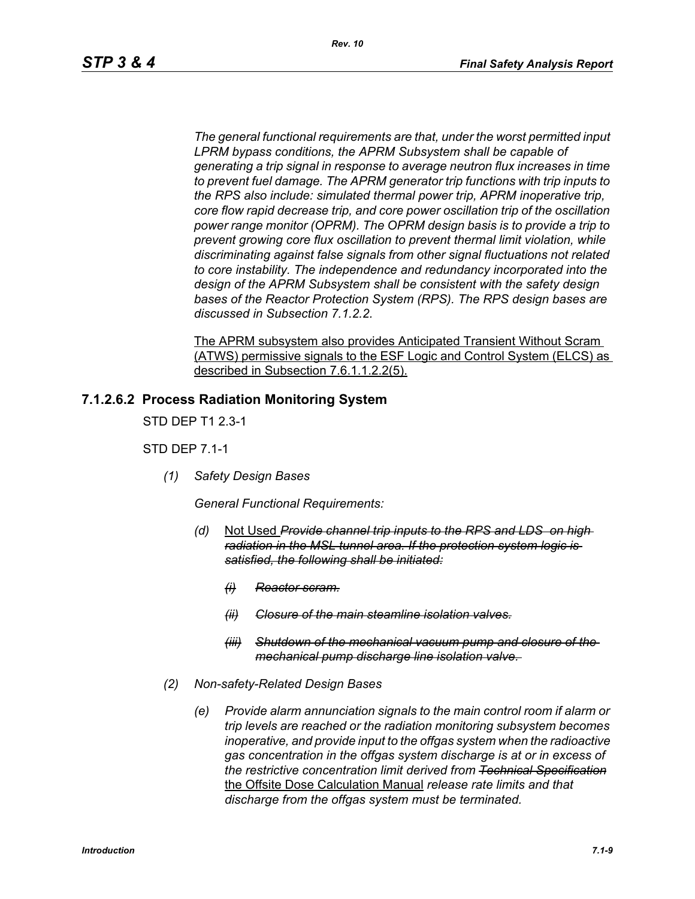*The general functional requirements are that, under the worst permitted input LPRM bypass conditions, the APRM Subsystem shall be capable of generating a trip signal in response to average neutron flux increases in time to prevent fuel damage. The APRM generator trip functions with trip inputs to the RPS also include: simulated thermal power trip, APRM inoperative trip, core flow rapid decrease trip, and core power oscillation trip of the oscillation power range monitor (OPRM). The OPRM design basis is to provide a trip to prevent growing core flux oscillation to prevent thermal limit violation, while discriminating against false signals from other signal fluctuations not related to core instability. The independence and redundancy incorporated into the design of the APRM Subsystem shall be consistent with the safety design bases of the Reactor Protection System (RPS). The RPS design bases are discussed in Subsection 7.1.2.2.*

<u>The APRM subsystem also provides Anticipated Transient Without Scram (ATWS) permissive signals to the ESF Logic and Control System (ELCS) as described in Subsection 7.6.1.1.2.2(5).</u>

### 7.1.2.6.2 Process Radiation Monitoring System

STD DEP T1 2.3-1

STD DEP 7.1-1

*(1) Safety Design Bases*

*General Functional Requirements:*

*(d)* <u>Not Used</u> ~~*Provide channel trip inputs to the RPS and LDS on high radiation in the MSL tunnel area. If the protection system logic is satisfied, the following shall be initiated:*~~

~~*(i) Reactor scram.*~~

~~*(ii) Closure of the main steamline isolation valves.*~~

~~*(iii) Shutdown of the mechanical vacuum pump and closure of the mechanical pump discharge line isolation valve.*~~

*(2) Non-safety-Related Design Bases*

*(e) Provide alarm annunciation signals to the main control room if alarm or trip levels are reached or the radiation monitoring subsystem becomes inoperative, and provide input to the offgas system when the radioactive gas concentration in the offgas system discharge is at or in excess of the restrictive concentration limit derived from* ~~*Technical Specification*~~ <u>the Offsite Dose Calculation Manual</u> *release rate limits and that discharge from the offgas system must be terminated.*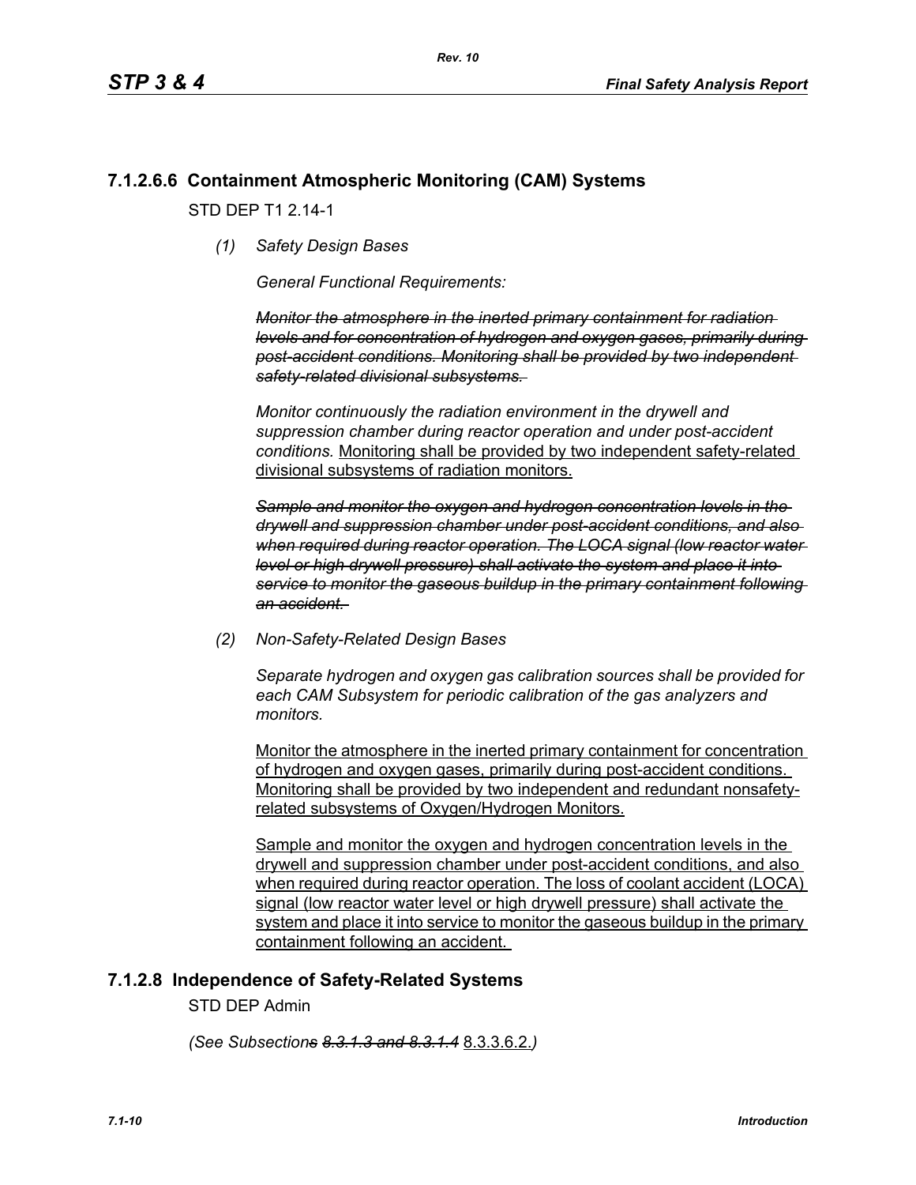## 7.1.2.6.6 Containment Atmospheric Monitoring (CAM) Systems

STD DEP T1 2.14-1

*(1) Safety Design Bases*

*General Functional Requirements:*

~~*Monitor the atmosphere in the inerted primary containment for radiation levels and for concentration of hydrogen and oxygen gases, primarily during post-accident conditions. Monitoring shall be provided by two independent safety-related divisional subsystems.*~~

*Monitor continuously the radiation environment in the drywell and suppression chamber during reactor operation and under post-accident conditions.* <u>Monitoring shall be provided by two independent safety-related divisional subsystems of radiation monitors.</u>

~~*Sample and monitor the oxygen and hydrogen concentration levels in the drywell and suppression chamber under post-accident conditions, and also when required during reactor operation. The LOCA signal (low reactor water level or high drywell pressure) shall activate the system and place it into service to monitor the gaseous buildup in the primary containment following an accident.*~~

*(2) Non-Safety-Related Design Bases*

*Separate hydrogen and oxygen gas calibration sources shall be provided for each CAM Subsystem for periodic calibration of the gas analyzers and monitors.*

<u>Monitor the atmosphere in the inerted primary containment for concentration of hydrogen and oxygen gases, primarily during post-accident conditions. Monitoring shall be provided by two independent and redundant nonsafety-related subsystems of Oxygen/Hydrogen Monitors.</u>

<u>Sample and monitor the oxygen and hydrogen concentration levels in the drywell and suppression chamber under post-accident conditions, and also when required during reactor operation. The loss of coolant accident (LOCA) signal (low reactor water level or high drywell pressure) shall activate the system and place it into service to monitor the gaseous buildup in the primary containment following an accident.</u>

## 7.1.2.8 Independence of Safety-Related Systems

STD DEP Admin

*(See Subsection~~s~~ ~~8.3.1.3 and 8.3.1.4~~* <u>8.3.3.6.2.</u>*)*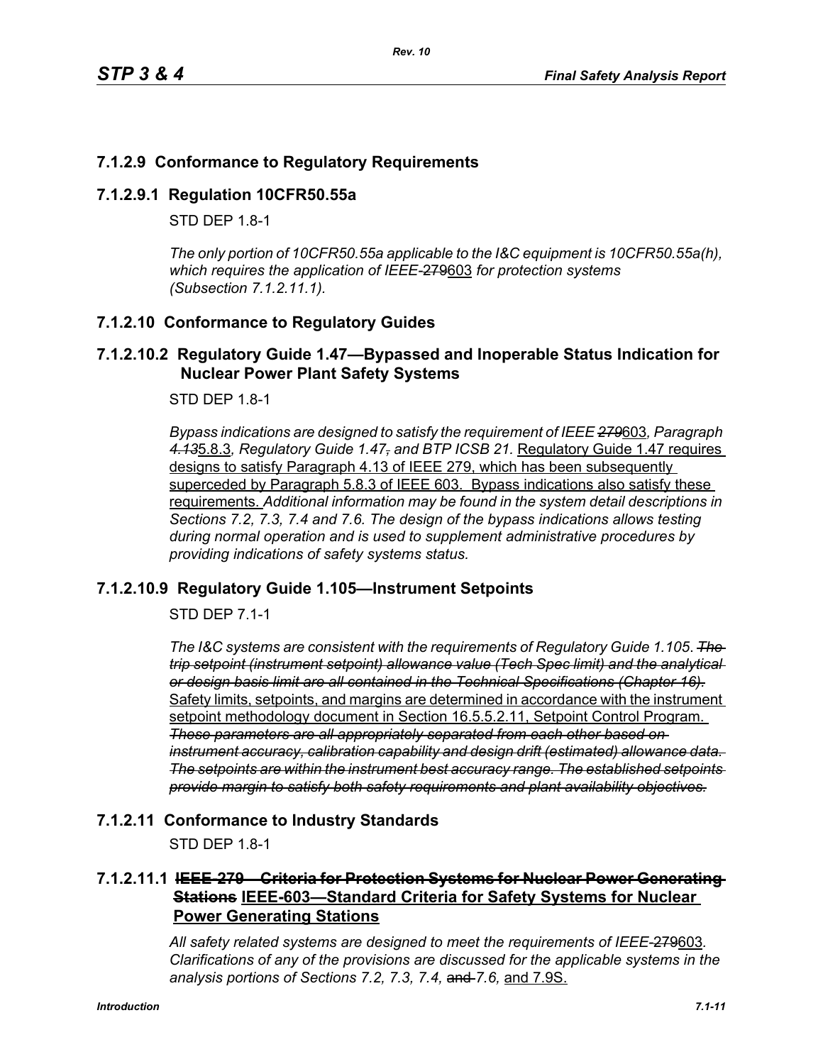## 7.1.2.9 Conformance to Regulatory Requirements

### 7.1.2.9.1 Regulation 10CFR50.55a

STD DEP 1.8-1

*The only portion of 10CFR50.55a applicable to the I&C equipment is 10CFR50.55a(h), which requires the application of IEEE-*~~279~~603 *for protection systems (Subsection 7.1.2.11.1).*

## 7.1.2.10 Conformance to Regulatory Guides

### 7.1.2.10.2 Regulatory Guide 1.47—Bypassed and Inoperable Status Indication for Nuclear Power Plant Safety Systems

STD DEP 1.8-1

*Bypass indications are designed to satisfy the requirement of IEEE ~~279~~*603*, Paragraph ~~4.13~~*5.8.3*, Regulatory Guide 1.47~~,~~ and BTP ICSB 21.* Regulatory Guide 1.47 requires designs to satisfy Paragraph 4.13 of IEEE 279, which has been subsequently superceded by Paragraph 5.8.3 of IEEE 603. Bypass indications also satisfy these requirements. *Additional information may be found in the system detail descriptions in Sections 7.2, 7.3, 7.4 and 7.6. The design of the bypass indications allows testing during normal operation and is used to supplement administrative procedures by providing indications of safety systems status.*

### 7.1.2.10.9 Regulatory Guide 1.105—Instrument Setpoints

STD DEP 7.1-1

*The I&C systems are consistent with the requirements of Regulatory Guide 1.105. ~~The trip setpoint (instrument setpoint) allowance value (Tech Spec limit) and the analytical or design basis limit are all contained in the Technical Specifications (Chapter 16).~~* Safety limits, setpoints, and margins are determined in accordance with the instrument setpoint methodology document in Section 16.5.5.2.11, Setpoint Control Program. *~~These parameters are all appropriately separated from each other based on instrument accuracy, calibration capability and design drift (estimated) allowance data. The setpoints are within the instrument best accuracy range. The established setpoints provide margin to satisfy both safety requirements and plant availability objectives.~~*

## 7.1.2.11 Conformance to Industry Standards

STD DEP 1.8-1

### 7.1.2.11.1 ~~IEEE-279—Criteria for Protection Systems for Nuclear Power Generating Stations~~ IEEE-603—Standard Criteria for Safety Systems for Nuclear Power Generating Stations

*All safety related systems are designed to meet the requirements of IEEE-*~~279~~603*. Clarifications of any of the provisions are discussed for the applicable systems in the analysis portions of Sections 7.2, 7.3, 7.4,* ~~and~~ *7.6,* and 7.9S.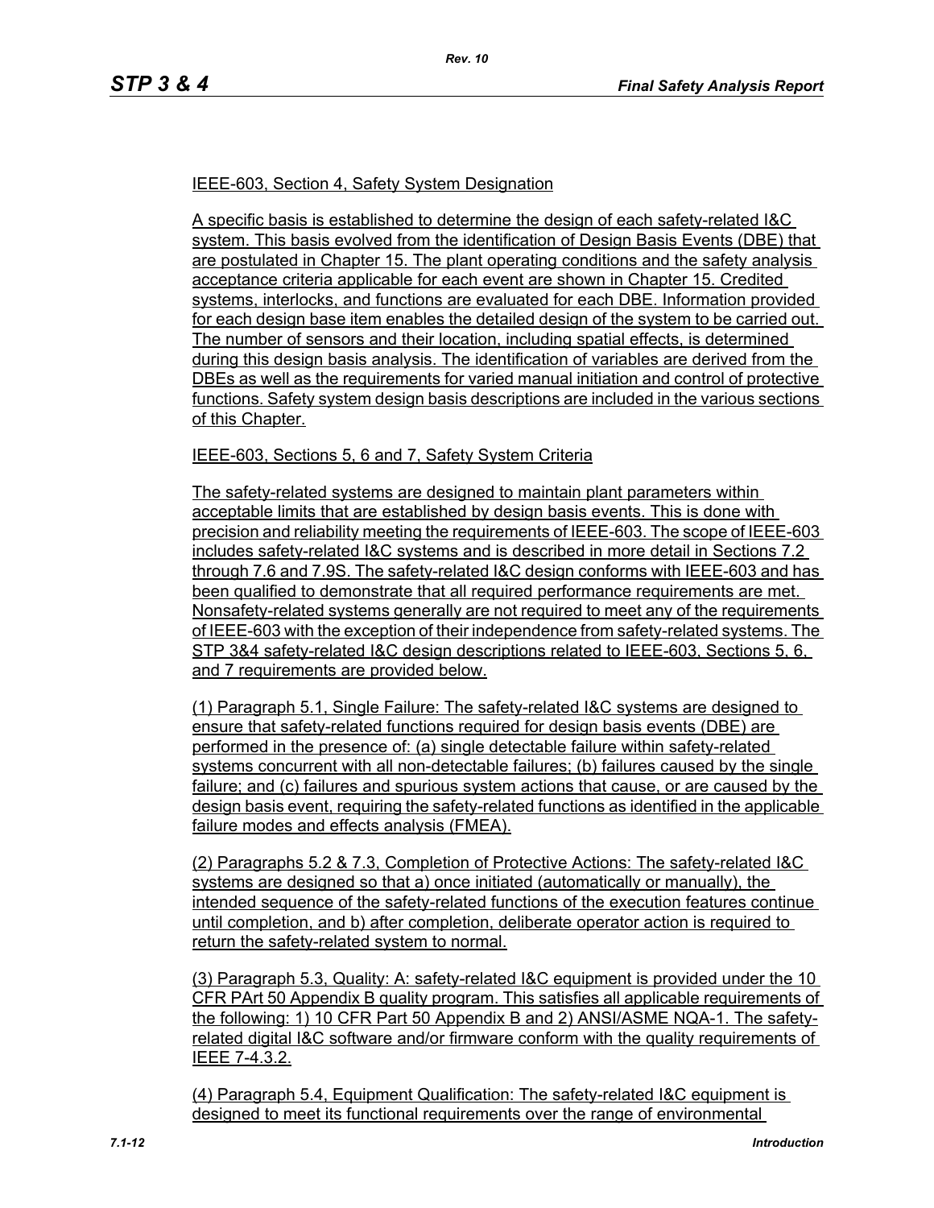IEEE-603, Section 4, Safety System Designation

A specific basis is established to determine the design of each safety-related I&C system. This basis evolved from the identification of Design Basis Events (DBE) that are postulated in Chapter 15. The plant operating conditions and the safety analysis acceptance criteria applicable for each event are shown in Chapter 15. Credited systems, interlocks, and functions are evaluated for each DBE. Information provided for each design base item enables the detailed design of the system to be carried out. The number of sensors and their location, including spatial effects, is determined during this design basis analysis. The identification of variables are derived from the DBEs as well as the requirements for varied manual initiation and control of protective functions. Safety system design basis descriptions are included in the various sections of this Chapter.

IEEE-603, Sections 5, 6 and 7, Safety System Criteria

The safety-related systems are designed to maintain plant parameters within acceptable limits that are established by design basis events. This is done with precision and reliability meeting the requirements of IEEE-603. The scope of IEEE-603 includes safety-related I&C systems and is described in more detail in Sections 7.2 through 7.6 and 7.9S. The safety-related I&C design conforms with IEEE-603 and has been qualified to demonstrate that all required performance requirements are met. Nonsafety-related systems generally are not required to meet any of the requirements of IEEE-603 with the exception of their independence from safety-related systems. The STP 3&4 safety-related I&C design descriptions related to IEEE-603, Sections 5, 6, and 7 requirements are provided below.

(1) Paragraph 5.1, Single Failure: The safety-related I&C systems are designed to ensure that safety-related functions required for design basis events (DBE) are performed in the presence of: (a) single detectable failure within safety-related systems concurrent with all non-detectable failures; (b) failures caused by the single failure; and (c) failures and spurious system actions that cause, or are caused by the design basis event, requiring the safety-related functions as identified in the applicable failure modes and effects analysis (FMEA).

(2) Paragraphs 5.2 & 7.3, Completion of Protective Actions: The safety-related I&C systems are designed so that a) once initiated (automatically or manually), the intended sequence of the safety-related functions of the execution features continue until completion, and b) after completion, deliberate operator action is required to return the safety-related system to normal.

(3) Paragraph 5.3, Quality: A: safety-related I&C equipment is provided under the 10 CFR PArt 50 Appendix B quality program. This satisfies all applicable requirements of the following: 1) 10 CFR Part 50 Appendix B and 2) ANSI/ASME NQA-1. The safety-related digital I&C software and/or firmware conform with the quality requirements of IEEE 7-4.3.2.

(4) Paragraph 5.4, Equipment Qualification: The safety-related I&C equipment is designed to meet its functional requirements over the range of environmental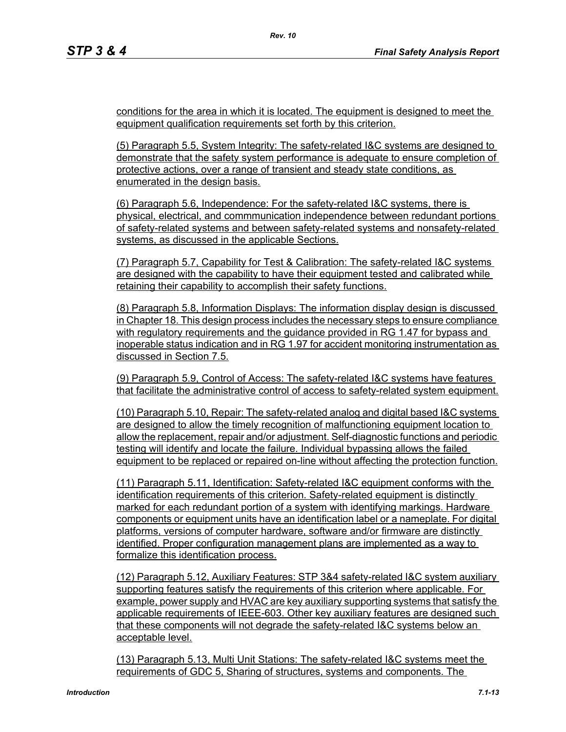conditions for the area in which it is located. The equipment is designed to meet the equipment qualification requirements set forth by this criterion.

(5) Paragraph 5.5, System Integrity: The safety-related I&C systems are designed to demonstrate that the safety system performance is adequate to ensure completion of protective actions, over a range of transient and steady state conditions, as enumerated in the design basis.

(6) Paragraph 5.6, Independence: For the safety-related I&C systems, there is physical, electrical, and commmunication independence between redundant portions of safety-related systems and between safety-related systems and nonsafety-related systems, as discussed in the applicable Sections.

(7) Paragraph 5.7, Capability for Test & Calibration: The safety-related I&C systems are designed with the capability to have their equipment tested and calibrated while retaining their capability to accomplish their safety functions.

(8) Paragraph 5.8, Information Displays: The information display design is discussed in Chapter 18. This design process includes the necessary steps to ensure compliance with regulatory requirements and the guidance provided in RG 1.47 for bypass and inoperable status indication and in RG 1.97 for accident monitoring instrumentation as discussed in Section 7.5.

(9) Paragraph 5.9, Control of Access: The safety-related I&C systems have features that facilitate the administrative control of access to safety-related system equipment.

(10) Paragraph 5.10, Repair: The safety-related analog and digital based I&C systems are designed to allow the timely recognition of malfunctioning equipment location to allow the replacement, repair and/or adjustment. Self-diagnostic functions and periodic testing will identify and locate the failure. Individual bypassing allows the failed equipment to be replaced or repaired on-line without affecting the protection function.

(11) Paragraph 5.11, Identification: Safety-related I&C equipment conforms with the identification requirements of this criterion. Safety-related equipment is distinctly marked for each redundant portion of a system with identifying markings. Hardware components or equipment units have an identification label or a nameplate. For digital platforms, versions of computer hardware, software and/or firmware are distinctly identified. Proper configuration management plans are implemented as a way to formalize this identification process.

(12) Paragraph 5.12, Auxiliary Features: STP 3&4 safety-related I&C system auxiliary supporting features satisfy the requirements of this criterion where applicable. For example, power supply and HVAC are key auxiliary supporting systems that satisfy the applicable requirements of IEEE-603. Other key auxiliary features are designed such that these components will not degrade the safety-related I&C systems below an acceptable level.

(13) Paragraph 5.13, Multi Unit Stations: The safety-related I&C systems meet the requirements of GDC 5, Sharing of structures, systems and components. The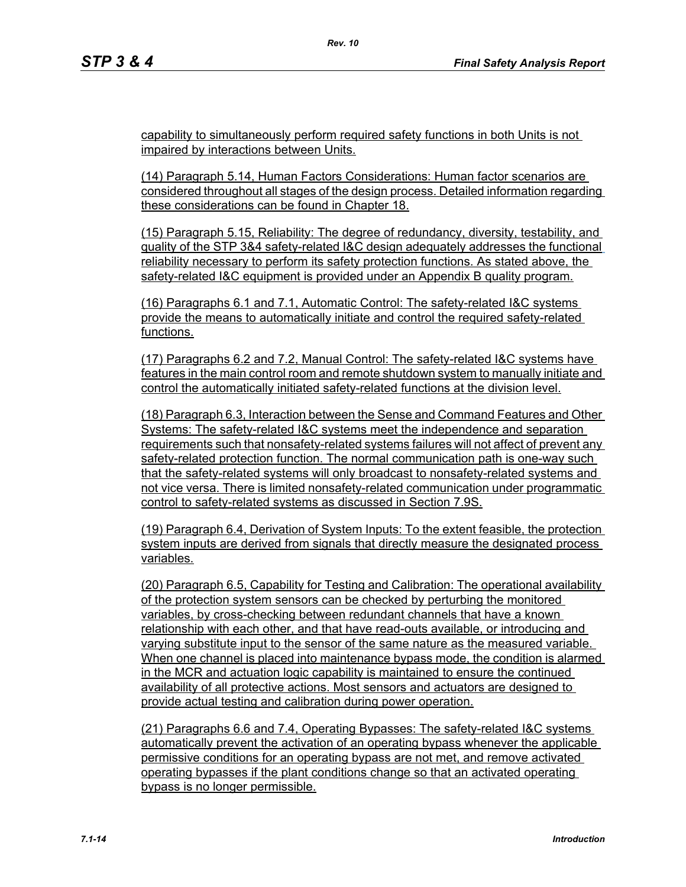capability to simultaneously perform required safety functions in both Units is not impaired by interactions between Units.

(14) Paragraph 5.14, Human Factors Considerations: Human factor scenarios are considered throughout all stages of the design process. Detailed information regarding these considerations can be found in Chapter 18.

(15) Paragraph 5.15, Reliability: The degree of redundancy, diversity, testability, and quality of the STP 3&4 safety-related I&C design adequately addresses the functional reliability necessary to perform its safety protection functions. As stated above, the safety-related I&C equipment is provided under an Appendix B quality program.

(16) Paragraphs 6.1 and 7.1, Automatic Control: The safety-related I&C systems provide the means to automatically initiate and control the required safety-related functions.

(17) Paragraphs 6.2 and 7.2, Manual Control: The safety-related I&C systems have features in the main control room and remote shutdown system to manually initiate and control the automatically initiated safety-related functions at the division level.

(18) Paragraph 6.3, Interaction between the Sense and Command Features and Other Systems: The safety-related I&C systems meet the independence and separation requirements such that nonsafety-related systems failures will not affect of prevent any safety-related protection function. The normal communication path is one-way such that the safety-related systems will only broadcast to nonsafety-related systems and not vice versa. There is limited nonsafety-related communication under programmatic control to safety-related systems as discussed in Section 7.9S.

(19) Paragraph 6.4, Derivation of System Inputs: To the extent feasible, the protection system inputs are derived from signals that directly measure the designated process variables.

(20) Paragraph 6.5, Capability for Testing and Calibration: The operational availability of the protection system sensors can be checked by perturbing the monitored variables, by cross-checking between redundant channels that have a known relationship with each other, and that have read-outs available, or introducing and varying substitute input to the sensor of the same nature as the measured variable. When one channel is placed into maintenance bypass mode, the condition is alarmed in the MCR and actuation logic capability is maintained to ensure the continued availability of all protective actions. Most sensors and actuators are designed to provide actual testing and calibration during power operation.

(21) Paragraphs 6.6 and 7.4, Operating Bypasses: The safety-related I&C systems automatically prevent the activation of an operating bypass whenever the applicable permissive conditions for an operating bypass are not met, and remove activated operating bypasses if the plant conditions change so that an activated operating bypass is no longer permissible.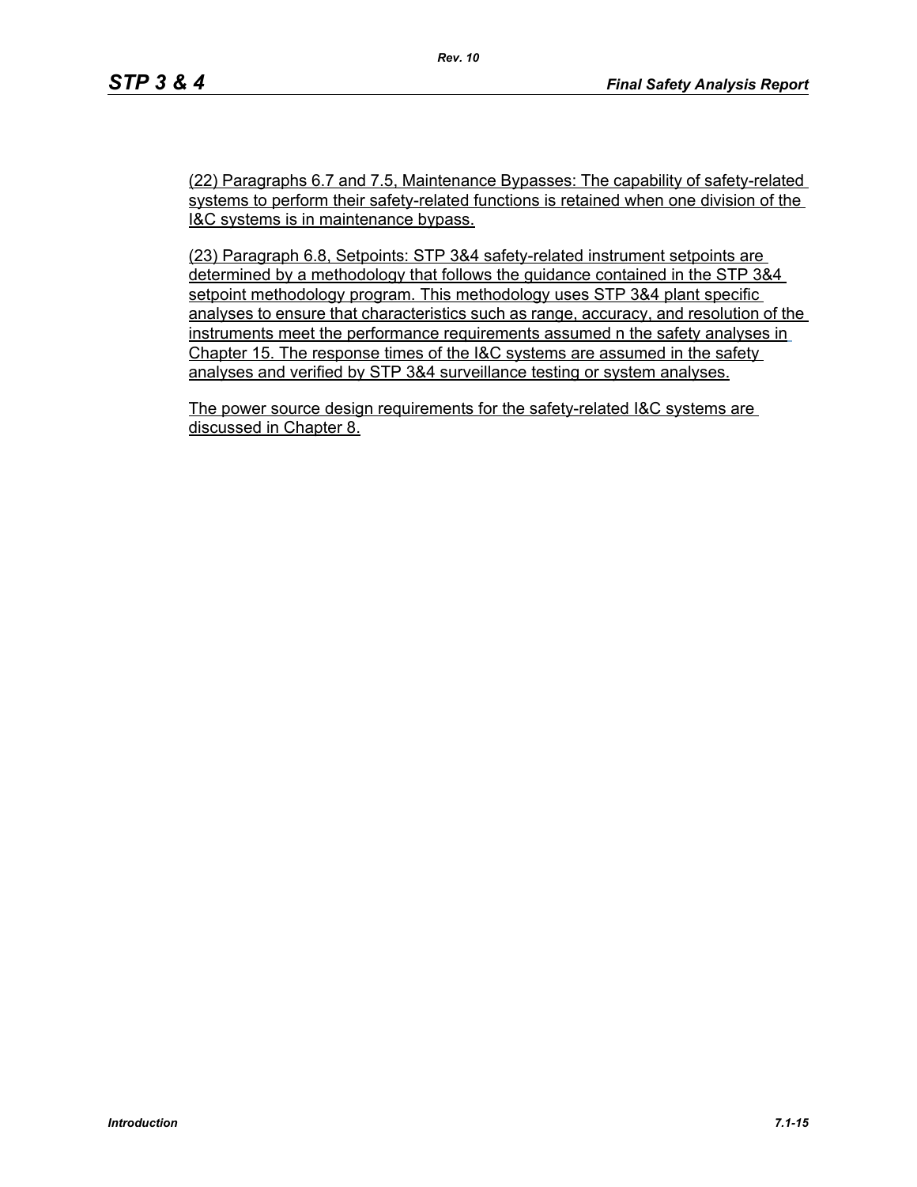(22) Paragraphs 6.7 and 7.5, Maintenance Bypasses: The capability of safety-related systems to perform their safety-related functions is retained when one division of the I&C systems is in maintenance bypass.

(23) Paragraph 6.8, Setpoints: STP 3&4 safety-related instrument setpoints are determined by a methodology that follows the guidance contained in the STP 3&4 setpoint methodology program. This methodology uses STP 3&4 plant specific analyses to ensure that characteristics such as range, accuracy, and resolution of the instruments meet the performance requirements assumed n the safety analyses in Chapter 15. The response times of the I&C systems are assumed in the safety analyses and verified by STP 3&4 surveillance testing or system analyses.

The power source design requirements for the safety-related I&C systems are discussed in Chapter 8.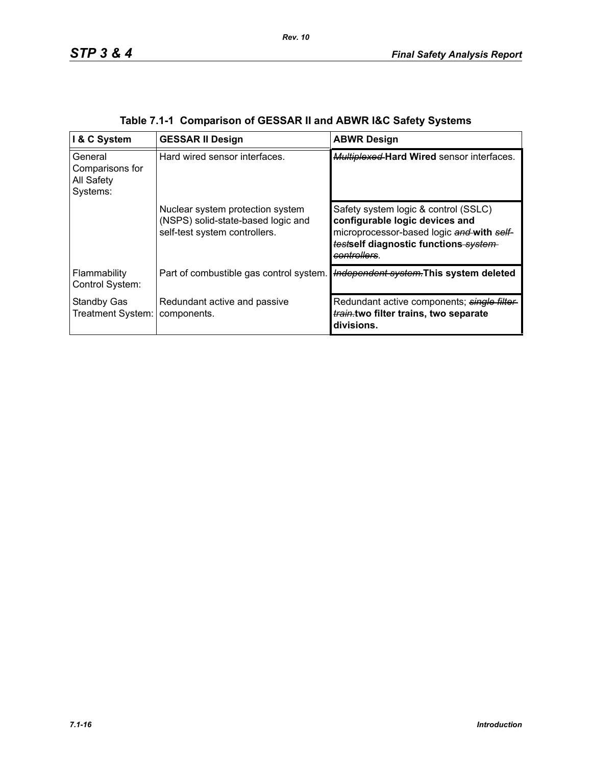**Table 7.1-1 Comparison of GESSAR II and ABWR I&C Safety Systems**

| I & C System | GESSAR II Design | ABWR Design |
|---|---|---|
| General Comparisons for All Safety Systems: | Hard wired sensor interfaces. | ~~*Multiplexed*~~ **Hard Wired** sensor interfaces. |
| | Nuclear system protection system (NSPS) solid-state-based logic and self-test system controllers. | Safety system logic & control (SSLC) **configurable logic devices and** microprocessor-based logic ~~*and*~~ **with** ~~*self-test*~~**self diagnostic functions** ~~*system controllers*~~. |
| Flammability Control System: | Part of combustible gas control system. | ~~*Independent system.*~~**This system deleted** |
| Standby Gas Treatment System: | Redundant active and passive components. | Redundant active components; ~~*single filter train.*~~**two filter trains, two separate divisions.** |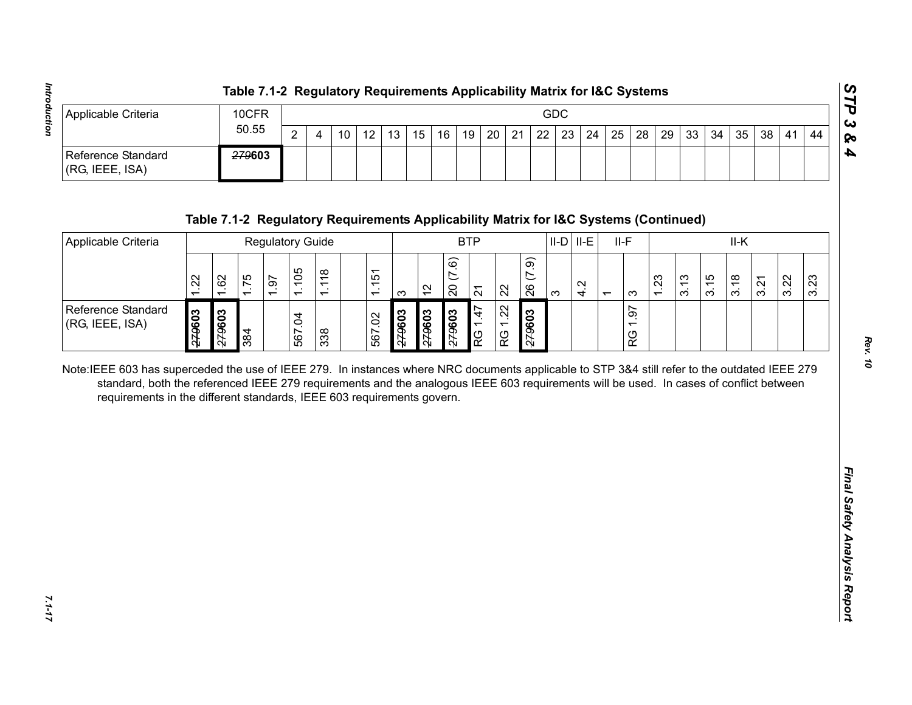### Table 7.1-2 Regulatory Requirements Applicability Matrix for I&C Systems

| Applicable Criteria | 10CFR 50.55 | GDC | | | | | | | | | | | | | | | | | | | | | |
|---|---|---|---|---|---|---|---|---|---|---|---|---|---|---|---|---|---|---|---|---|---|---|---|
| | | 2 | 4 | 10 | 12 | 13 | 15 | 16 | 19 | 20 | 21 | 22 | 23 | 24 | 25 | 28 | 29 | 33 | 34 | 35 | 38 | 41 | 44 |
| Reference Standard (RG, IEEE, ISA) | ~~279~~**603** | | | | | | | | | | | | | | | | | | | | | | |

### Table 7.1-2 Regulatory Requirements Applicability Matrix for I&C Systems (Continued)

| Applicable Criteria | Regulatory Guide | | | | | | | | BTP | | | | | | II-D | II-E | II-F | | II-K | | | | | | |
|---|---|---|---|---|---|---|---|---|---|---|---|---|---|---|---|---|---|---|---|---|---|---|---|---|---|
| | 1.22 | 1.62 | 1.75 | 1.97 | 1.105 | 1.118 | | 1.151 | 3 | 12 | 20 (7.6) | 21 | 22 | 26 (7.9) | 3 | 4.2 | 1 | 3 | 1.23 | 3.13 | 3.15 | 3.18 | 3.21 | 3.22 | 3.23 |
| Reference Standard (RG, IEEE, ISA) | ~~279~~**603** | ~~279~~**603** | 384 | | 567.04 | 338 | | 567.02 | ~~279~~**603** | ~~279~~**603** | ~~279~~**603** | RG 1.47 | RG 1.22 | ~~279~~**603** | | | | RG 1.97 | | | | | | | |

Note:IEEE 603 has superceded the use of IEEE 279. In instances where NRC documents applicable to STP 3&4 still refer to the outdated IEEE 279 standard, both the referenced IEEE 279 requirements and the analogous IEEE 603 requirements will be used. In cases of conflict between requirements in the different standards, IEEE 603 requirements govern.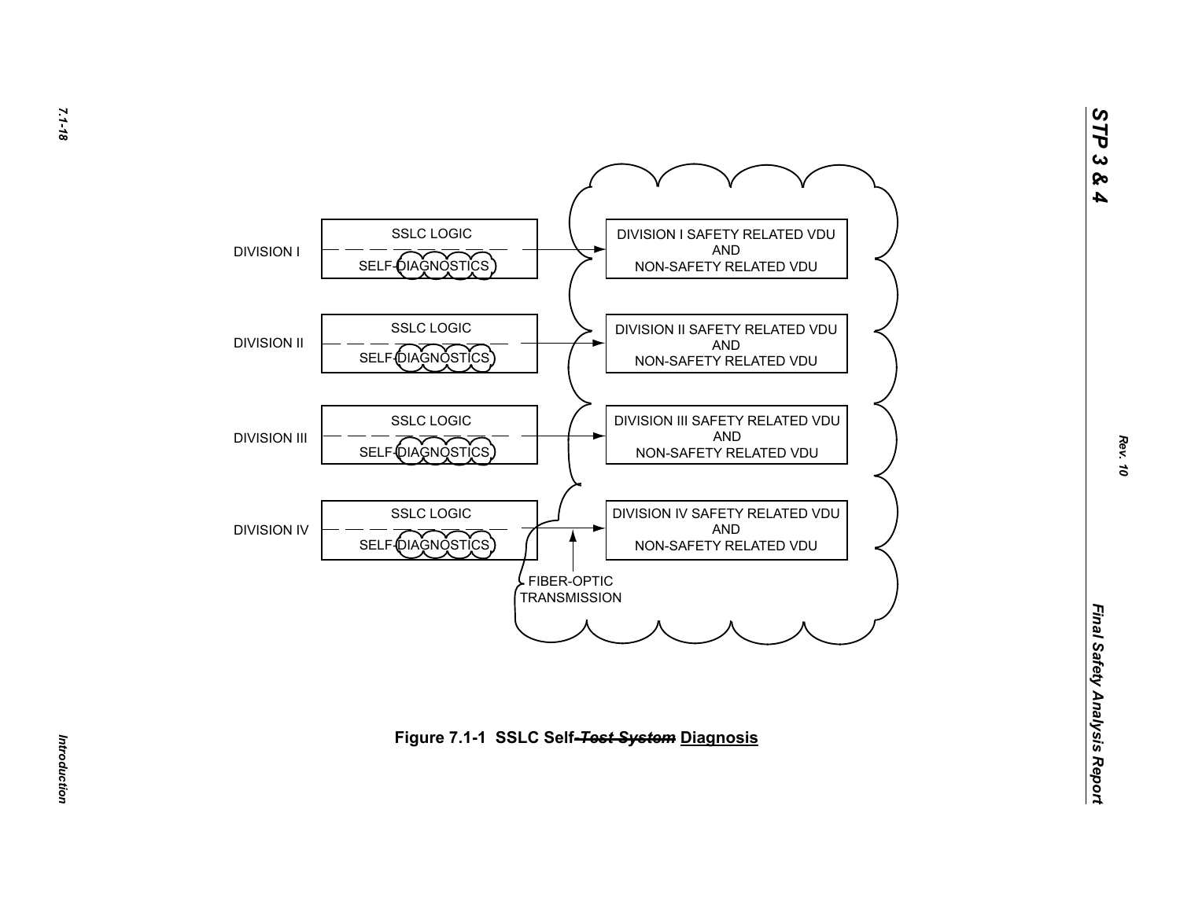DIVISION I — SSLC LOGIC / SELF-DIAGNOSTICS → DIVISION I SAFETY RELATED VDU AND NON-SAFETY RELATED VDU

DIVISION II — SSLC LOGIC / SELF-DIAGNOSTICS → DIVISION II SAFETY RELATED VDU AND NON-SAFETY RELATED VDU

DIVISION III — SSLC LOGIC / SELF-DIAGNOSTICS → DIVISION III SAFETY RELATED VDU AND NON-SAFETY RELATED VDU

DIVISION IV — SSLC LOGIC / SELF-DIAGNOSTICS → DIVISION IV SAFETY RELATED VDU AND NON-SAFETY RELATED VDU

FIBER-OPTIC TRANSMISSION

**Figure 7.1-1 SSLC Self~~-Test System~~ Diagnosis**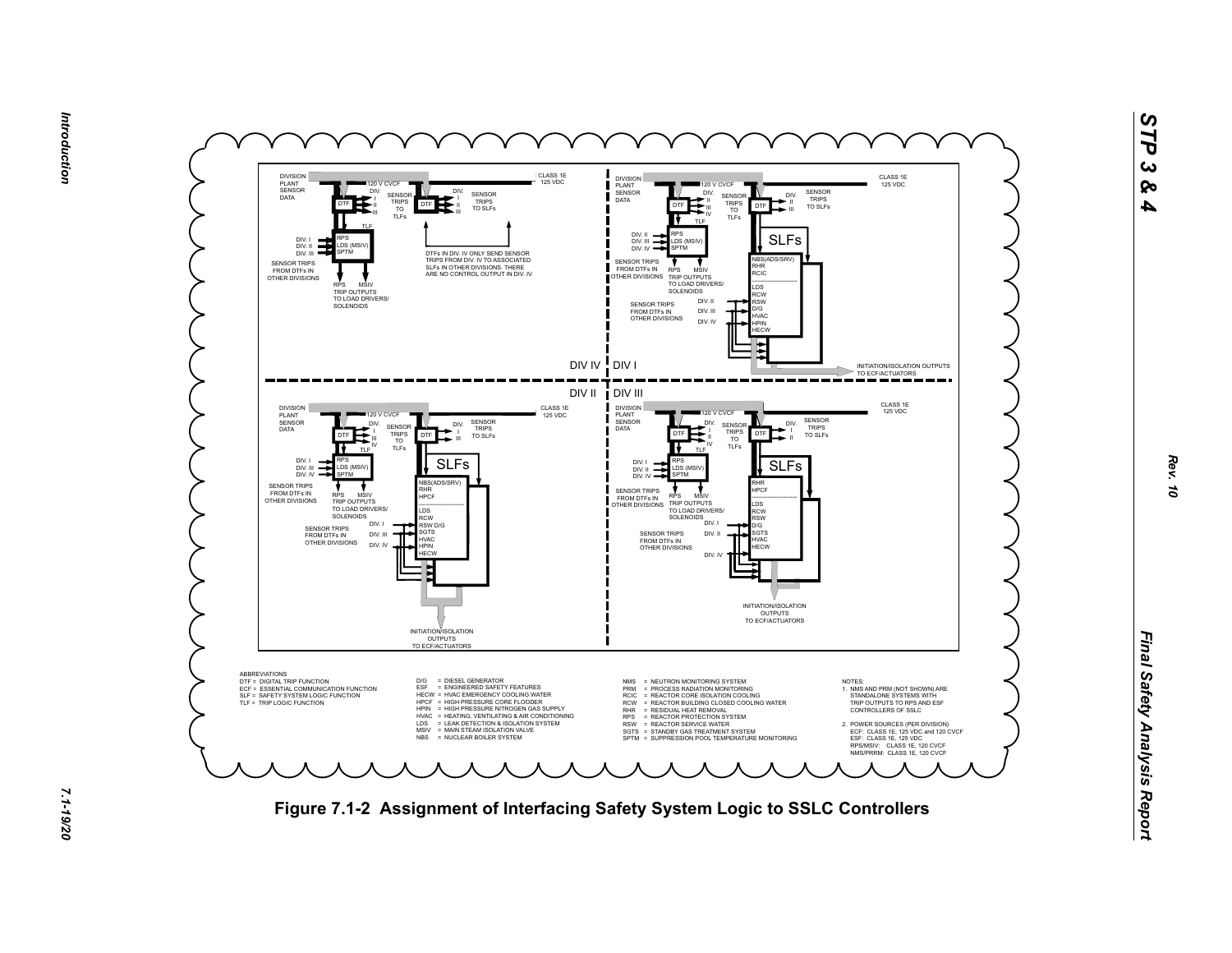DIVISION PLANT SENSOR DATA

120 V CVCF

CLASS 1E 125 VDC

DTF

DIV. I II III

SENSOR TRIPS TO TLFs

DIV. I II III

SENSOR TRIPS TO SLFs

TLF

RPS LDS (MSIV) SPTM

DIV. I DIV. II DIV. III

SENSOR TRIPS FROM DTFs IN OTHER DIVISIONS

RPS MSIV TRIP OUTPUTS TO LOAD DRIVERS/ SOLENOIDS

DTFs IN DIV. IV ONLY SEND SENSOR TRIPS FROM DIV. IV TO ASSOCIATED SLFs IN OTHER DIVISIONS. THERE ARE NO CONTROL OUTPUT IN DIV. IV.

DIV IV | DIV I

DIVISION PLANT SENSOR DATA

120 V CVCF

CLASS 1E 125 VDC

DIV. II III IV

SENSOR TRIPS TO TLFs

DIV. II III

SENSOR TRIPS TO SLFs

RPS LDS (MSIV) SPTM

DIV. II DIV. III DIV. IV

SLFs

NBS(ADS/SRV) RHR RCIC LDS RCW RSW D/G HVAC HPIN HECW

SENSOR TRIPS FROM DTFs IN OTHER DIVISIONS

RPS MSIV TRIP OUTPUTS TO LOAD DRIVERS/ SOLENOIDS

INITIATION/ISOLATION OUTPUTS TO ECF/ACTUATORS

DIV II | DIV III

DIVISION PLANT SENSOR DATA

120 V CVCF

CLASS 1E 125 VDC

DIV. I III IV

SENSOR TRIPS TO TLFs

DIV. I III

SENSOR TRIPS TO SLFs

RPS LDS (MSIV) SPTM

DIV. I DIV. III DIV. IV

SLFs

NBS(ADS/SRV) RHR HPCF LDS RCW RSW D/G SGTS HVAC HPIN HECW

RPS MSIV TRIP OUTPUTS TO LOAD DRIVERS/ SOLENOIDS

SENSOR TRIPS FROM DTFs IN OTHER DIVISIONS

INITIATION/ISOLATION OUTPUTS TO ECF/ACTUATORS

DIVISION PLANT SENSOR DATA

120 V CVCF

CLASS 1E 125 VDC

DIV. I II IV

SENSOR TRIPS TO TLFs

DIV. I II

SENSOR TRIPS TO SLFs

RPS LDS (MSIV) SPTM

DIV. I DIV. II DIV. IV

SLFs

RHR HPCF LDS RCW RSW D/G SGTS HVAC HECW

RPS MSIV TRIP OUTPUTS TO LOAD DRIVERS/ SOLENOIDS

SENSOR TRIPS FROM DTFs IN OTHER DIVISIONS

INITIATION/ISOLATION OUTPUTS TO ECF/ACTUATORS

ABBREVIATIONS

DTF = DIGITAL TRIP FUNCTION
ECF = ESSENTIAL COMMUNICATION FUNCTION
SLF = SAFETY SYSTEM LOGIC FUNCTION
TLF = TRIP LOGIC FUNCTION

D/G = DIESEL GENERATOR
ESF = ENGINEERED SAFETY FEATURES
HECW = HVAC EMERGENCY COOLING WATER
HPCF = HIGH PRESSURE CORE FLOODER
HPIN = HIGH PRESSURE NITROGEN GAS SUPPLY
HVAC = HEATING, VENTILATING & AIR CONDITIONING
LDS = LEAK DETECTION & ISOLATION SYSTEM
MSIV = MAIN STEAM ISOLATION VALVE
NBS = NUCLEAR BOILER SYSTEM

NMS = NEUTRON MONITORING SYSTEM
PRM = PROCESS RADIATION MONITORING
RCIC = REACTOR CORE ISOLATION COOLING
RCW = REACTOR BUILDING CLOSED COOLING WATER
RHR = RESIDUAL HEAT REMOVAL
RPS = REACTOR PROTECTION SYSTEM
RSW = REACTOR SERVICE WATER
SGTS = STANDBY GAS TREATMENT SYSTEM
SPTM = SUPPRESSION POOL TEMPERATURE MONITORING

NOTES:

1. NMS AND PRM (NOT SHOWN) ARE STANDALONE SYSTEMS WITH TRIP OUTPUTS TO RPS AND ESF CONTROLLERS OF SSLC
2. POWER SOURCES (PER DIVISION)
   ECF: CLASS 1E, 125 VDC and 120 CVCF
   ESF: CLASS 1E, 125 VDC
   RPS/MSIV: CLASS 1E, 120 CVCF
   NMS/PRRM: CLASS 1E, 120 CVCF

**Figure 7.1-2 Assignment of Interfacing Safety System Logic to SSLC Controllers**